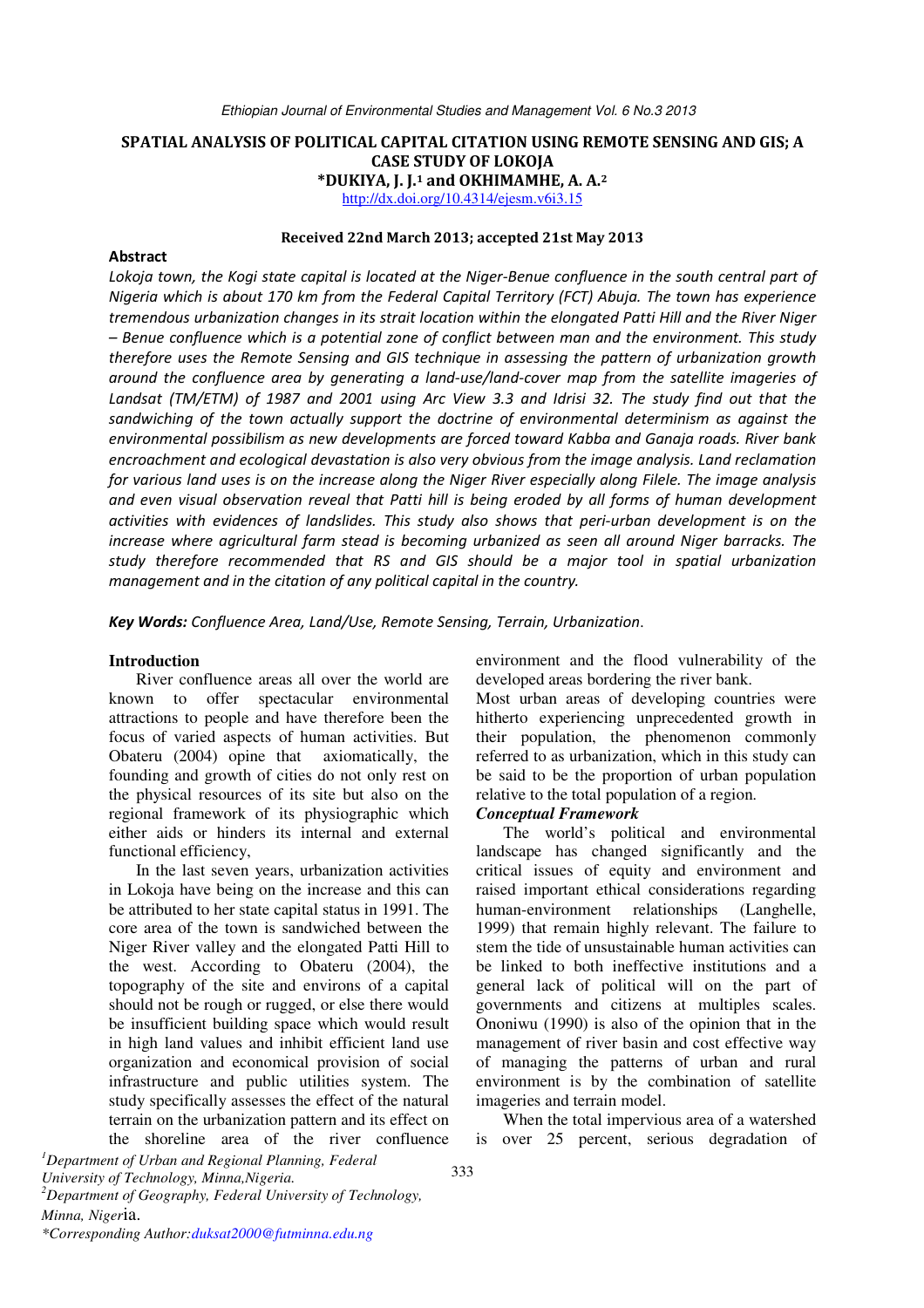# SPATIAL ANALYSIS OF POLITICAL CAPITAL CITATION USING REMOTE SENSING AND GIS; A CASE STUDY OF LOKOJA

**\*DUKIYA, J. J.[1] and OKHIMAMHE, A. A.[2]**

http://dx.doi.org/10.4314/ejesm.v6i3.15

**Received 22nd March 2013; accepted 21st May 2013**

## Abstract

*Lokoja town, the Kogi state capital is located at the Niger-Benue confluence in the south central part of Nigeria which is about 170 km from the Federal Capital Territory (FCT) Abuja. The town has experience tremendous urbanization changes in its strait location within the elongated Patti Hill and the River Niger – Benue confluence which is a potential zone of conflict between man and the environment. This study therefore uses the Remote Sensing and GIS technique in assessing the pattern of urbanization growth around the confluence area by generating a land-use/land-cover map from the satellite imageries of Landsat (TM/ETM) of 1987 and 2001 using Arc View 3.3 and Idrisi 32. The study find out that the sandwiching of the town actually support the doctrine of environmental determinism as against the environmental possibilism as new developments are forced toward Kabba and Ganaja roads. River bank encroachment and ecological devastation is also very obvious from the image analysis. Land reclamation for various land uses is on the increase along the Niger River especially along Filele. The image analysis and even visual observation reveal that Patti hill is being eroded by all forms of human development activities with evidences of landslides. This study also shows that peri-urban development is on the increase where agricultural farm stead is becoming urbanized as seen all around Niger barracks. The study therefore recommended that RS and GIS should be a major tool in spatial urbanization management and in the citation of any political capital in the country.*

***Key Words:*** *Confluence Area, Land/Use, Remote Sensing, Terrain, Urbanization*.

## Introduction

River confluence areas all over the world are known to offer spectacular environmental attractions to people and have therefore been the focus of varied aspects of human activities. But Obateru (2004) opine that axiomatically, the founding and growth of cities do not only rest on the physical resources of its site but also on the regional framework of its physiographic which either aids or hinders its internal and external functional efficiency,

In the last seven years, urbanization activities in Lokoja have being on the increase and this can be attributed to her state capital status in 1991. The core area of the town is sandwiched between the Niger River valley and the elongated Patti Hill to the west. According to Obateru (2004), the topography of the site and environs of a capital should not be rough or rugged, or else there would be insufficient building space which would result in high land values and inhibit efficient land use organization and economical provision of social infrastructure and public utilities system. The study specifically assesses the effect of the natural terrain on the urbanization pattern and its effect on the shoreline area of the river confluence environment and the flood vulnerability of the developed areas bordering the river bank.

Most urban areas of developing countries were hitherto experiencing unprecedented growth in their population, the phenomenon commonly referred to as urbanization, which in this study can be said to be the proportion of urban population relative to the total population of a region.

### *Conceptual Framework*

The world's political and environmental landscape has changed significantly and the critical issues of equity and environment and raised important ethical considerations regarding human-environment relationships (Langhelle, 1999) that remain highly relevant. The failure to stem the tide of unsustainable human activities can be linked to both ineffective institutions and a general lack of political will on the part of governments and citizens at multiples scales. Ononiwu (1990) is also of the opinion that in the management of river basin and cost effective way of managing the patterns of urban and rural environment is by the combination of satellite imageries and terrain model.

When the total impervious area of a watershed is over 25 percent, serious degradation of

[1]*Department of Urban and Regional Planning, Federal University of Technology, Minna,Nigeria.*

[2]*Department of Geography, Federal University of Technology, Minna, Nigeria.*

*\*Corresponding Author: duksat2000@futminna.edu.ng*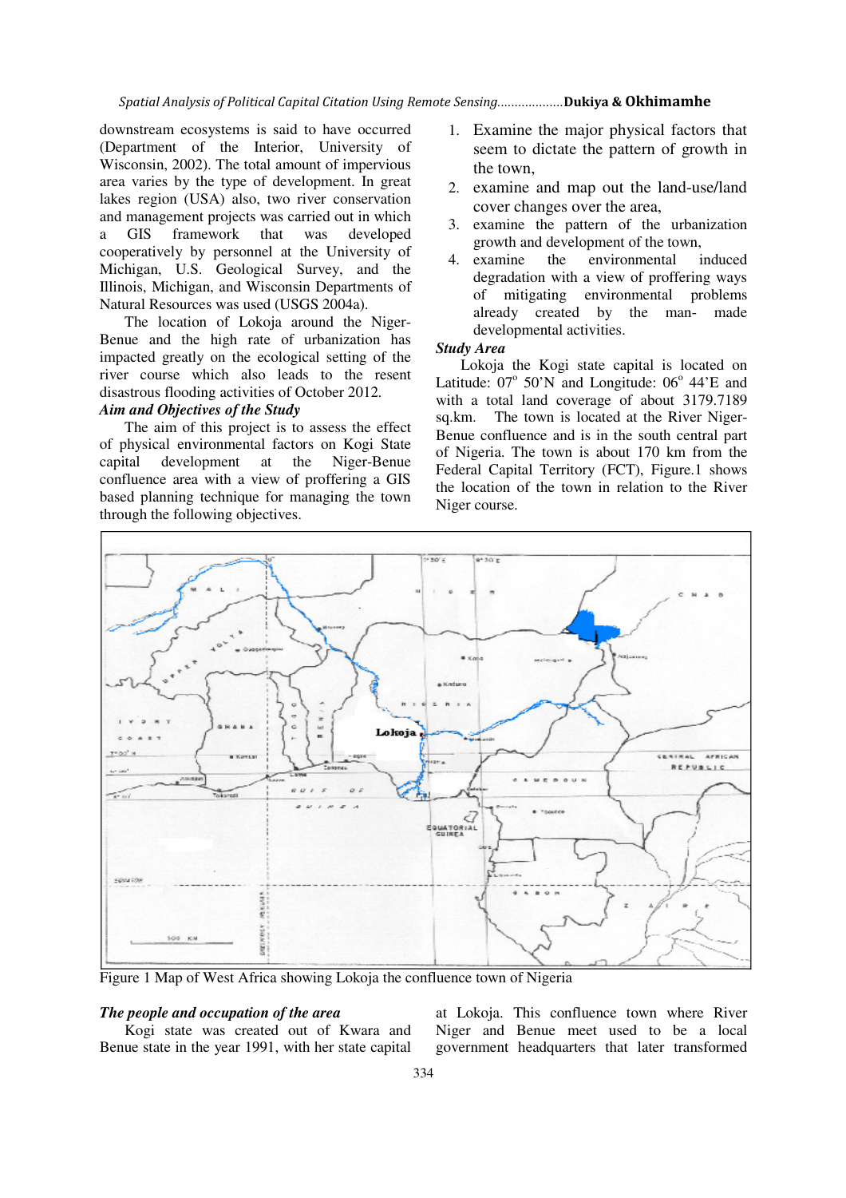downstream ecosystems is said to have occurred (Department of the Interior, University of Wisconsin, 2002). The total amount of impervious area varies by the type of development. In great lakes region (USA) also, two river conservation and management projects was carried out in which a GIS framework that was developed cooperatively by personnel at the University of Michigan, U.S. Geological Survey, and the Illinois, Michigan, and Wisconsin Departments of Natural Resources was used (USGS 2004a).

The location of Lokoja around the Niger-Benue and the high rate of urbanization has impacted greatly on the ecological setting of the river course which also leads to the resent disastrous flooding activities of October 2012.

***Aim and Objectives of the Study***

The aim of this project is to assess the effect of physical environmental factors on Kogi State capital development at the Niger-Benue confluence area with a view of proffering a GIS based planning technique for managing the town through the following objectives.

1. Examine the major physical factors that seem to dictate the pattern of growth in the town,
2. examine and map out the land-use/land cover changes over the area,
3. examine the pattern of the urbanization growth and development of the town,
4. examine the environmental induced degradation with a view of proffering ways of mitigating environmental problems already created by the man- made developmental activities.

***Study Area***

Lokoja the Kogi state capital is located on Latitude: 07° 50'N and Longitude: 06° 44'E and with a total land coverage of about 3179.7189 sq.km. The town is located at the River Niger-Benue confluence and is in the south central part of Nigeria. The town is about 170 km from the Federal Capital Territory (FCT), Figure.1 shows the location of the town in relation to the River Niger course.

Figure 1 Map of West Africa showing Lokoja the confluence town of Nigeria

***The people and occupation of the area***

Kogi state was created out of Kwara and Benue state in the year 1991, with her state capital at Lokoja. This confluence town where River Niger and Benue meet used to be a local government headquarters that later transformed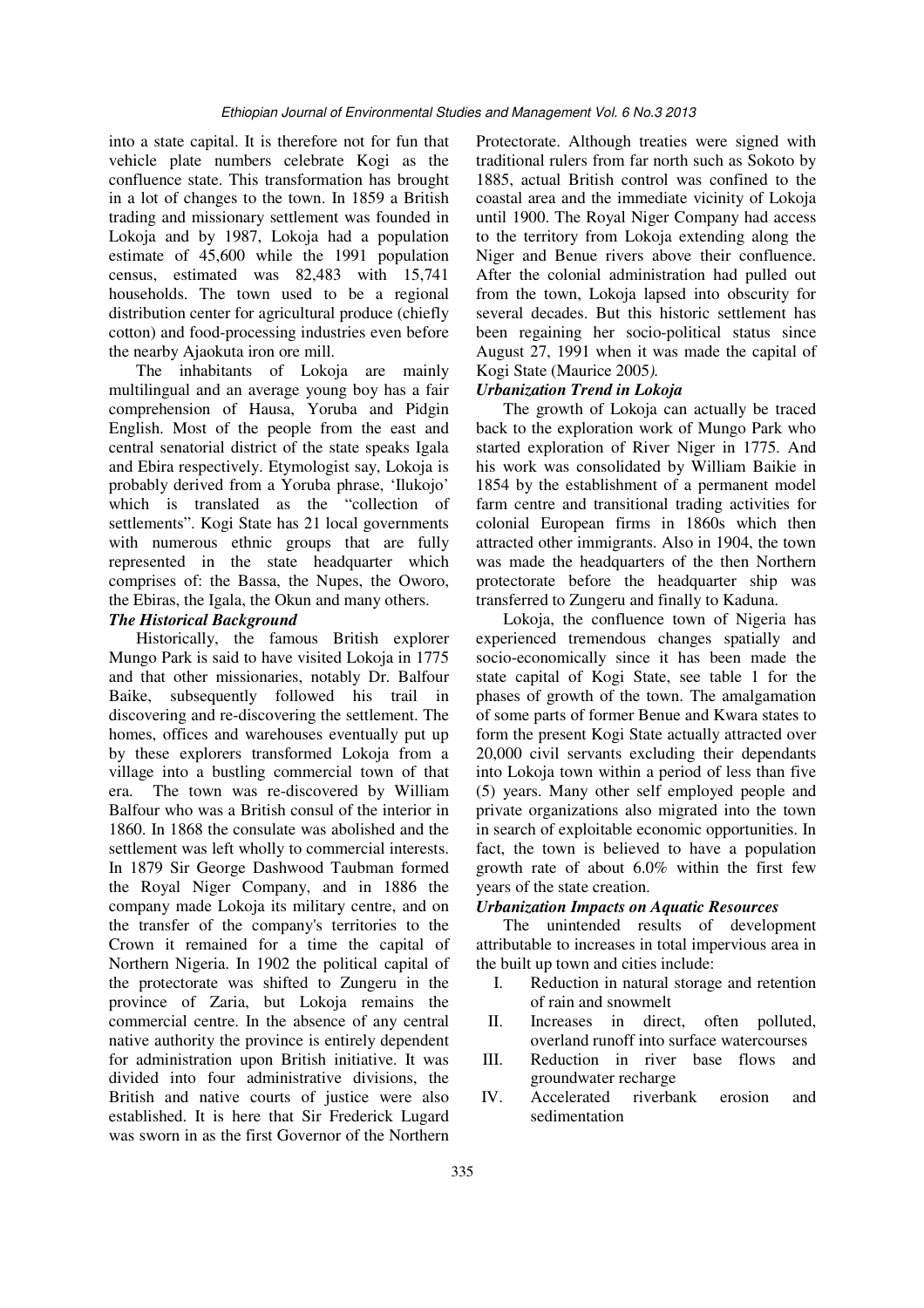into a state capital. It is therefore not for fun that vehicle plate numbers celebrate Kogi as the confluence state. This transformation has brought in a lot of changes to the town. In 1859 a British trading and missionary settlement was founded in Lokoja and by 1987, Lokoja had a population estimate of 45,600 while the 1991 population census, estimated was 82,483 with 15,741 households. The town used to be a regional distribution center for agricultural produce (chiefly cotton) and food-processing industries even before the nearby Ajaokuta iron ore mill.

The inhabitants of Lokoja are mainly multilingual and an average young boy has a fair comprehension of Hausa, Yoruba and Pidgin English. Most of the people from the east and central senatorial district of the state speaks Igala and Ebira respectively. Etymologist say, Lokoja is probably derived from a Yoruba phrase, 'Ilukojo' which is translated as the "collection of settlements". Kogi State has 21 local governments with numerous ethnic groups that are fully represented in the state headquarter which comprises of: the Bassa, the Nupes, the Oworo, the Ebiras, the Igala, the Okun and many others.

### *The Historical Background*

Historically, the famous British explorer Mungo Park is said to have visited Lokoja in 1775 and that other missionaries, notably Dr. Balfour Baike, subsequently followed his trail in discovering and re-discovering the settlement. The homes, offices and warehouses eventually put up by these explorers transformed Lokoja from a village into a bustling commercial town of that era. The town was re-discovered by William Balfour who was a British consul of the interior in 1860. In 1868 the consulate was abolished and the settlement was left wholly to commercial interests. In 1879 Sir George Dashwood Taubman formed the Royal Niger Company, and in 1886 the company made Lokoja its military centre, and on the transfer of the company's territories to the Crown it remained for a time the capital of Northern Nigeria. In 1902 the political capital of the protectorate was shifted to Zungeru in the province of Zaria, but Lokoja remains the commercial centre. In the absence of any central native authority the province is entirely dependent for administration upon British initiative. It was divided into four administrative divisions, the British and native courts of justice were also established. It is here that Sir Frederick Lugard was sworn in as the first Governor of the Northern Protectorate. Although treaties were signed with traditional rulers from far north such as Sokoto by 1885, actual British control was confined to the coastal area and the immediate vicinity of Lokoja until 1900. The Royal Niger Company had access to the territory from Lokoja extending along the Niger and Benue rivers above their confluence. After the colonial administration had pulled out from the town, Lokoja lapsed into obscurity for several decades. But this historic settlement has been regaining her socio-political status since August 27, 1991 when it was made the capital of Kogi State (Maurice 2005*).*

### *Urbanization Trend in Lokoja*

The growth of Lokoja can actually be traced back to the exploration work of Mungo Park who started exploration of River Niger in 1775. And his work was consolidated by William Baikie in 1854 by the establishment of a permanent model farm centre and transitional trading activities for colonial European firms in 1860s which then attracted other immigrants. Also in 1904, the town was made the headquarters of the then Northern protectorate before the headquarter ship was transferred to Zungeru and finally to Kaduna.

Lokoja, the confluence town of Nigeria has experienced tremendous changes spatially and socio-economically since it has been made the state capital of Kogi State, see table 1 for the phases of growth of the town. The amalgamation of some parts of former Benue and Kwara states to form the present Kogi State actually attracted over 20,000 civil servants excluding their dependants into Lokoja town within a period of less than five (5) years. Many other self employed people and private organizations also migrated into the town in search of exploitable economic opportunities. In fact, the town is believed to have a population growth rate of about 6.0% within the first few years of the state creation.

### *Urbanization Impacts on Aquatic Resources*

The unintended results of development attributable to increases in total impervious area in the built up town and cities include:

I. Reduction in natural storage and retention of rain and snowmelt
II. Increases in direct, often polluted, overland runoff into surface watercourses
III. Reduction in river base flows and groundwater recharge
IV. Accelerated riverbank erosion and sedimentation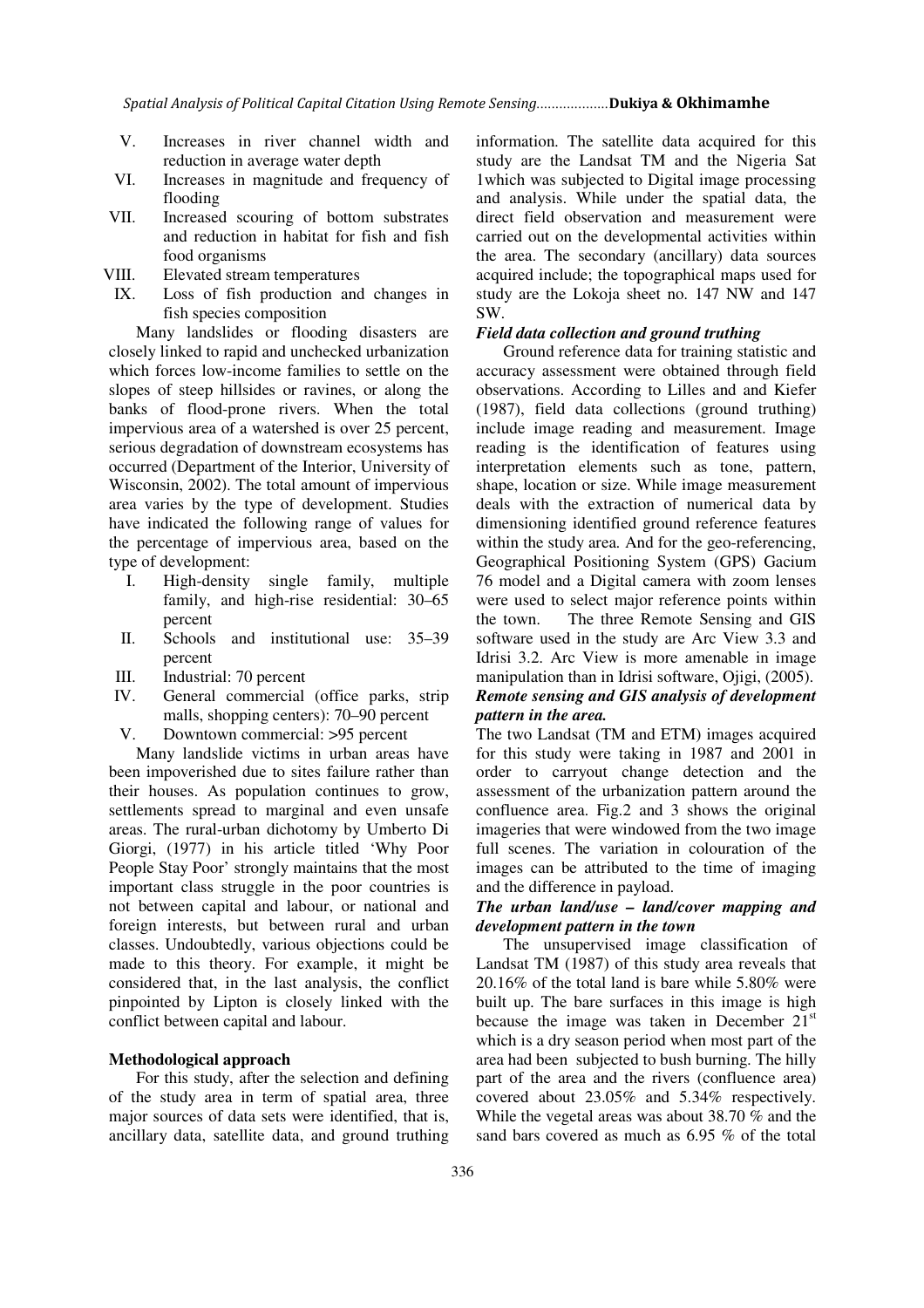V. Increases in river channel width and reduction in average water depth
VI. Increases in magnitude and frequency of flooding
VII. Increased scouring of bottom substrates and reduction in habitat for fish and fish food organisms
VIII. Elevated stream temperatures
IX. Loss of fish production and changes in fish species composition

Many landslides or flooding disasters are closely linked to rapid and unchecked urbanization which forces low-income families to settle on the slopes of steep hillsides or ravines, or along the banks of flood-prone rivers. When the total impervious area of a watershed is over 25 percent, serious degradation of downstream ecosystems has occurred (Department of the Interior, University of Wisconsin, 2002). The total amount of impervious area varies by the type of development. Studies have indicated the following range of values for the percentage of impervious area, based on the type of development:

I. High-density single family, multiple family, and high-rise residential: 30–65 percent
II. Schools and institutional use: 35–39 percent
III. Industrial: 70 percent
IV. General commercial (office parks, strip malls, shopping centers): 70–90 percent
V. Downtown commercial: >95 percent

Many landslide victims in urban areas have been impoverished due to sites failure rather than their houses. As population continues to grow, settlements spread to marginal and even unsafe areas. The rural-urban dichotomy by Umberto Di Giorgi, (1977) in his article titled 'Why Poor People Stay Poor' strongly maintains that the most important class struggle in the poor countries is not between capital and labour, or national and foreign interests, but between rural and urban classes. Undoubtedly, various objections could be made to this theory. For example, it might be considered that, in the last analysis, the conflict pinpointed by Lipton is closely linked with the conflict between capital and labour.

**Methodological approach**

For this study, after the selection and defining of the study area in term of spatial area, three major sources of data sets were identified, that is, ancillary data, satellite data, and ground truthing information. The satellite data acquired for this study are the Landsat TM and the Nigeria Sat 1which was subjected to Digital image processing and analysis. While under the spatial data, the direct field observation and measurement were carried out on the developmental activities within the area. The secondary (ancillary) data sources acquired include; the topographical maps used for study are the Lokoja sheet no. 147 NW and 147 SW.

***Field data collection and ground truthing***

Ground reference data for training statistic and accuracy assessment were obtained through field observations. According to Lilles and and Kiefer (1987), field data collections (ground truthing) include image reading and measurement. Image reading is the identification of features using interpretation elements such as tone, pattern, shape, location or size. While image measurement deals with the extraction of numerical data by dimensioning identified ground reference features within the study area. And for the geo-referencing, Geographical Positioning System (GPS) Gacium 76 model and a Digital camera with zoom lenses were used to select major reference points within the town. The three Remote Sensing and GIS software used in the study are Arc View 3.3 and Idrisi 3.2. Arc View is more amenable in image manipulation than in Idrisi software, Ojigi, (2005).

***Remote sensing and GIS analysis of development pattern in the area.***

The two Landsat (TM and ETM) images acquired for this study were taking in 1987 and 2001 in order to carryout change detection and the assessment of the urbanization pattern around the confluence area. Fig.2 and 3 shows the original imageries that were windowed from the two image full scenes. The variation in colouration of the images can be attributed to the time of imaging and the difference in payload.

***The urban land/use – land/cover mapping and development pattern in the town***

The unsupervised image classification of Landsat TM (1987) of this study area reveals that 20.16% of the total land is bare while 5.80% were built up. The bare surfaces in this image is high because the image was taken in December 21st which is a dry season period when most part of the area had been subjected to bush burning. The hilly part of the area and the rivers (confluence area) covered about 23.05% and 5.34% respectively. While the vegetal areas was about 38.70 % and the sand bars covered as much as 6.95 % of the total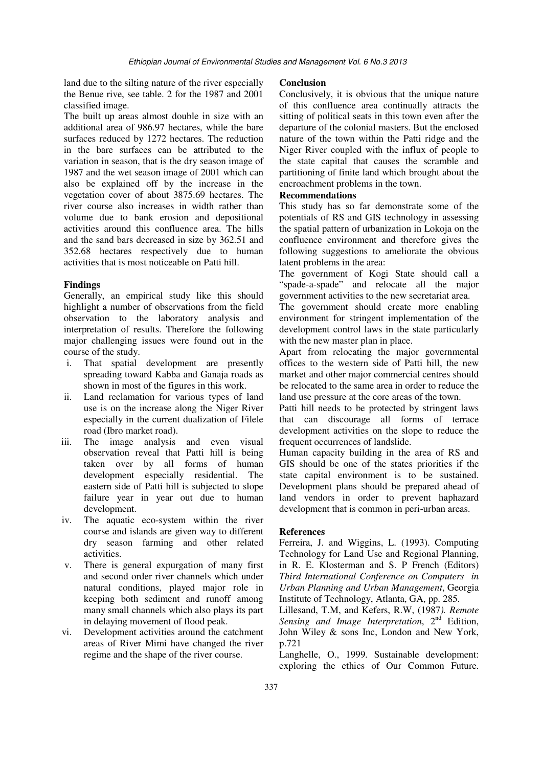land due to the silting nature of the river especially the Benue rive, see table. 2 for the 1987 and 2001 classified image.

The built up areas almost double in size with an additional area of 986.97 hectares, while the bare surfaces reduced by 1272 hectares. The reduction in the bare surfaces can be attributed to the variation in season, that is the dry season image of 1987 and the wet season image of 2001 which can also be explained off by the increase in the vegetation cover of about 3875.69 hectares. The river course also increases in width rather than volume due to bank erosion and depositional activities around this confluence area. The hills and the sand bars decreased in size by 362.51 and 352.68 hectares respectively due to human activities that is most noticeable on Patti hill.

**Findings**

Generally, an empirical study like this should highlight a number of observations from the field observation to the laboratory analysis and interpretation of results. Therefore the following major challenging issues were found out in the course of the study.

i. That spatial development are presently spreading toward Kabba and Ganaja roads as shown in most of the figures in this work.
ii. Land reclamation for various types of land use is on the increase along the Niger River especially in the current dualization of Filele road (Ibro market road).
iii. The image analysis and even visual observation reveal that Patti hill is being taken over by all forms of human development especially residential. The eastern side of Patti hill is subjected to slope failure year in year out due to human development.
iv. The aquatic eco-system within the river course and islands are given way to different dry season farming and other related activities.
v. There is general expurgation of many first and second order river channels which under natural conditions, played major role in keeping both sediment and runoff among many small channels which also plays its part in delaying movement of flood peak.
vi. Development activities around the catchment areas of River Mimi have changed the river regime and the shape of the river course.

**Conclusion**

Conclusively, it is obvious that the unique nature of this confluence area continually attracts the sitting of political seats in this town even after the departure of the colonial masters. But the enclosed nature of the town within the Patti ridge and the Niger River coupled with the influx of people to the state capital that causes the scramble and partitioning of finite land which brought about the encroachment problems in the town.

**Recommendations**

This study has so far demonstrate some of the potentials of RS and GIS technology in assessing the spatial pattern of urbanization in Lokoja on the confluence environment and therefore gives the following suggestions to ameliorate the obvious latent problems in the area:

The government of Kogi State should call a "spade-a-spade" and relocate all the major government activities to the new secretariat area.

The government should create more enabling environment for stringent implementation of the development control laws in the state particularly with the new master plan in place.

Apart from relocating the major governmental offices to the western side of Patti hill, the new market and other major commercial centres should be relocated to the same area in order to reduce the land use pressure at the core areas of the town.

Patti hill needs to be protected by stringent laws that can discourage all forms of terrace development activities on the slope to reduce the frequent occurrences of landslide.

Human capacity building in the area of RS and GIS should be one of the states priorities if the state capital environment is to be sustained. Development plans should be prepared ahead of land vendors in order to prevent haphazard development that is common in peri-urban areas.

**References**

Ferreira, J. and Wiggins, L. (1993). Computing Technology for Land Use and Regional Planning, in R. E. Klosterman and S. P French (Editors) *Third International Conference on Computers in Urban Planning and Urban Management*, Georgia Institute of Technology, Atlanta, GA, pp. 285.

Lillesand, T.M, and Kefers, R.W, (1987*). Remote Sensing and Image Interpretation*, 2nd Edition, John Wiley & sons Inc, London and New York, p.721

Langhelle, O., 1999. Sustainable development: exploring the ethics of Our Common Future.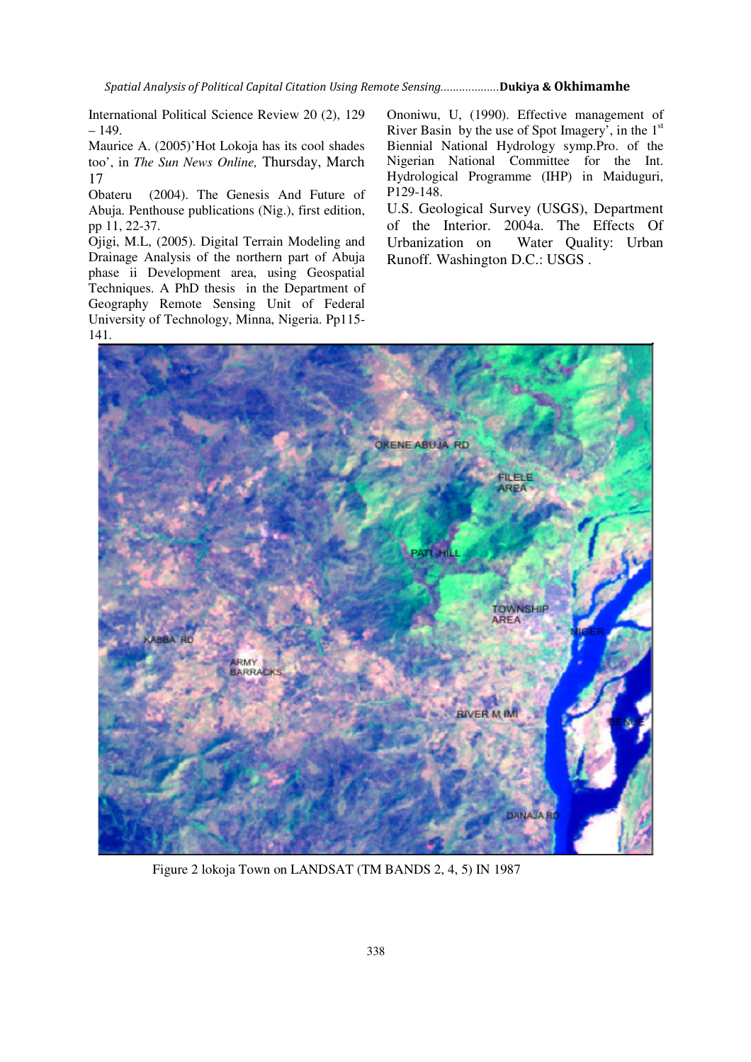International Political Science Review 20 (2), 129 – 149.

Maurice A. (2005)'Hot Lokoja has its cool shades too', in *The Sun News Online,* Thursday, March 17

Obateru (2004). The Genesis And Future of Abuja. Penthouse publications (Nig.), first edition, pp 11, 22-37.

Ojigi, M.L, (2005). Digital Terrain Modeling and Drainage Analysis of the northern part of Abuja phase ii Development area, using Geospatial Techniques. A PhD thesis in the Department of Geography Remote Sensing Unit of Federal University of Technology, Minna, Nigeria. Pp115-141.

Ononiwu, U, (1990). Effective management of River Basin by the use of Spot Imagery', in the 1st Biennial National Hydrology symp.Pro. of the Nigerian National Committee for the Int. Hydrological Programme (IHP) in Maiduguri, P129-148.

U.S. Geological Survey (USGS), Department of the Interior. 2004a. The Effects Of Urbanization on Water Quality: Urban Runoff. Washington D.C.: USGS .

Figure 2 lokoja Town on LANDSAT (TM BANDS 2, 4, 5) IN 1987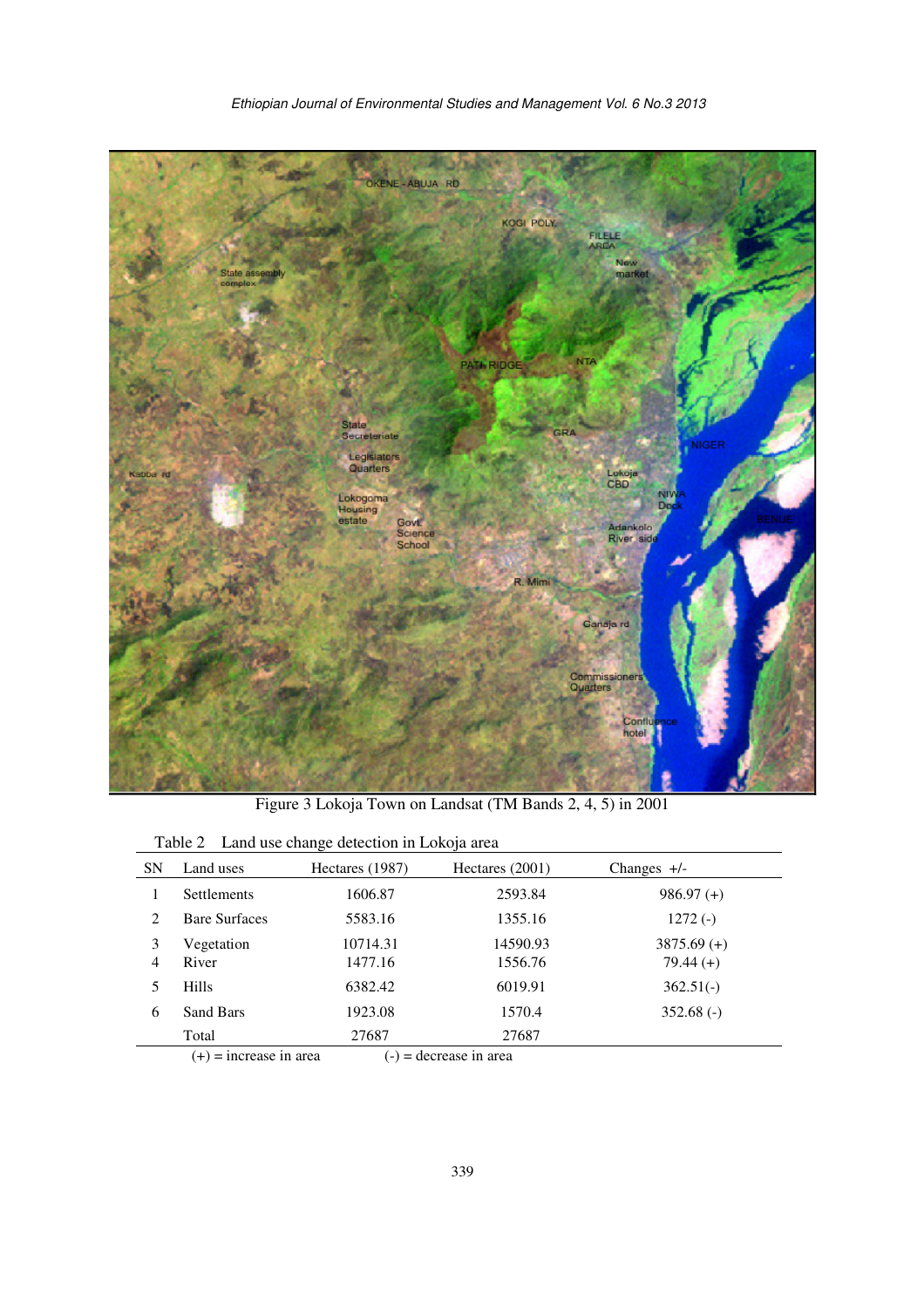Figure 3 Lokoja Town on Landsat (TM Bands 2, 4, 5) in 2001

Table 2 Land use change detection in Lokoja area

| SN | Land uses | Hectares (1987) | Hectares (2001) | Changes +/- |
|---|---|---|---|---|
| 1 | Settlements | 1606.87 | 2593.84 | 986.97 (+) |
| 2 | Bare Surfaces | 5583.16 | 1355.16 | 1272 (-) |
| 3 | Vegetation | 10714.31 | 14590.93 | 3875.69 (+) |
| 4 | River | 1477.16 | 1556.76 | 79.44 (+) |
| 5 | Hills | 6382.42 | 6019.91 | 362.51(-) |
| 6 | Sand Bars | 1923.08 | 1570.4 | 352.68 (-) |
| | Total | 27687 | 27687 | |

(+) = increase in area (-) = decrease in area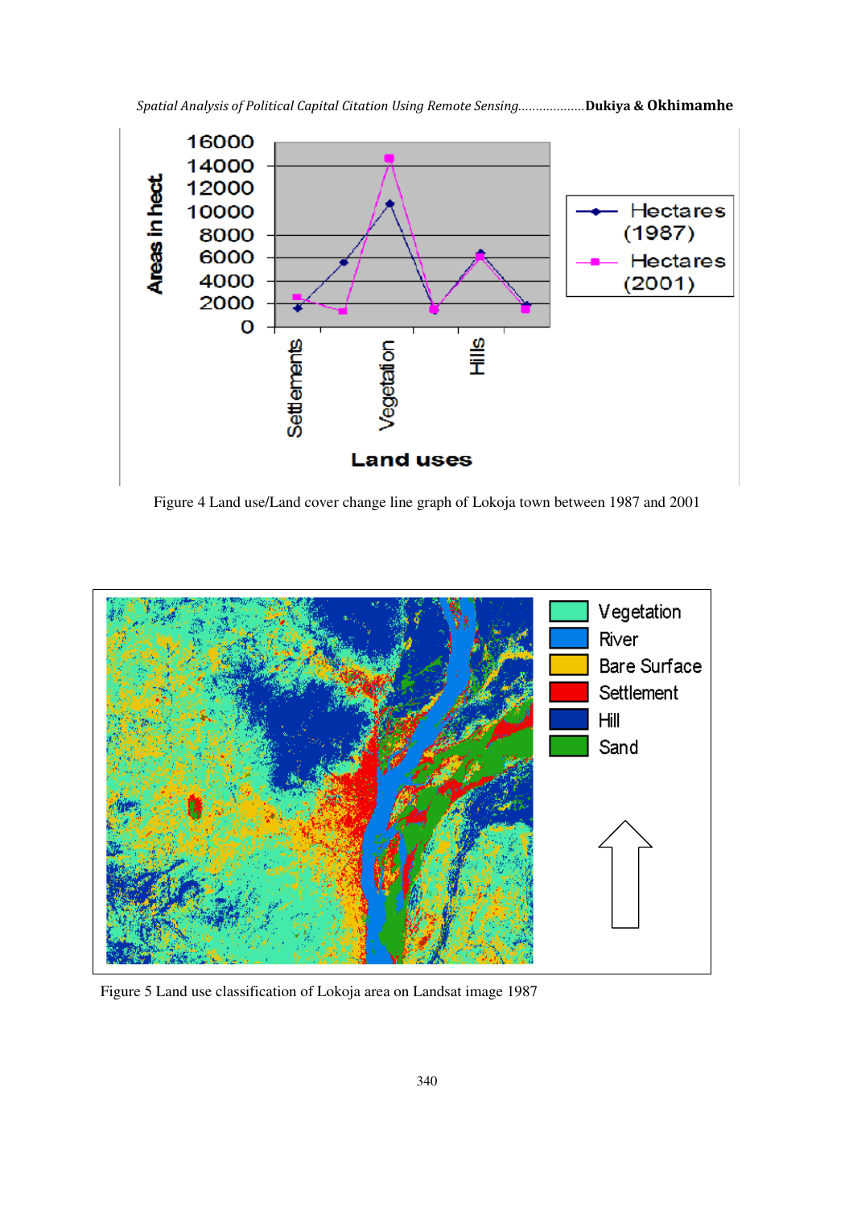Figure 4 Land use/Land cover change line graph of Lokoja town between 1987 and 2001

Figure 5 Land use classification of Lokoja area on Landsat image 1987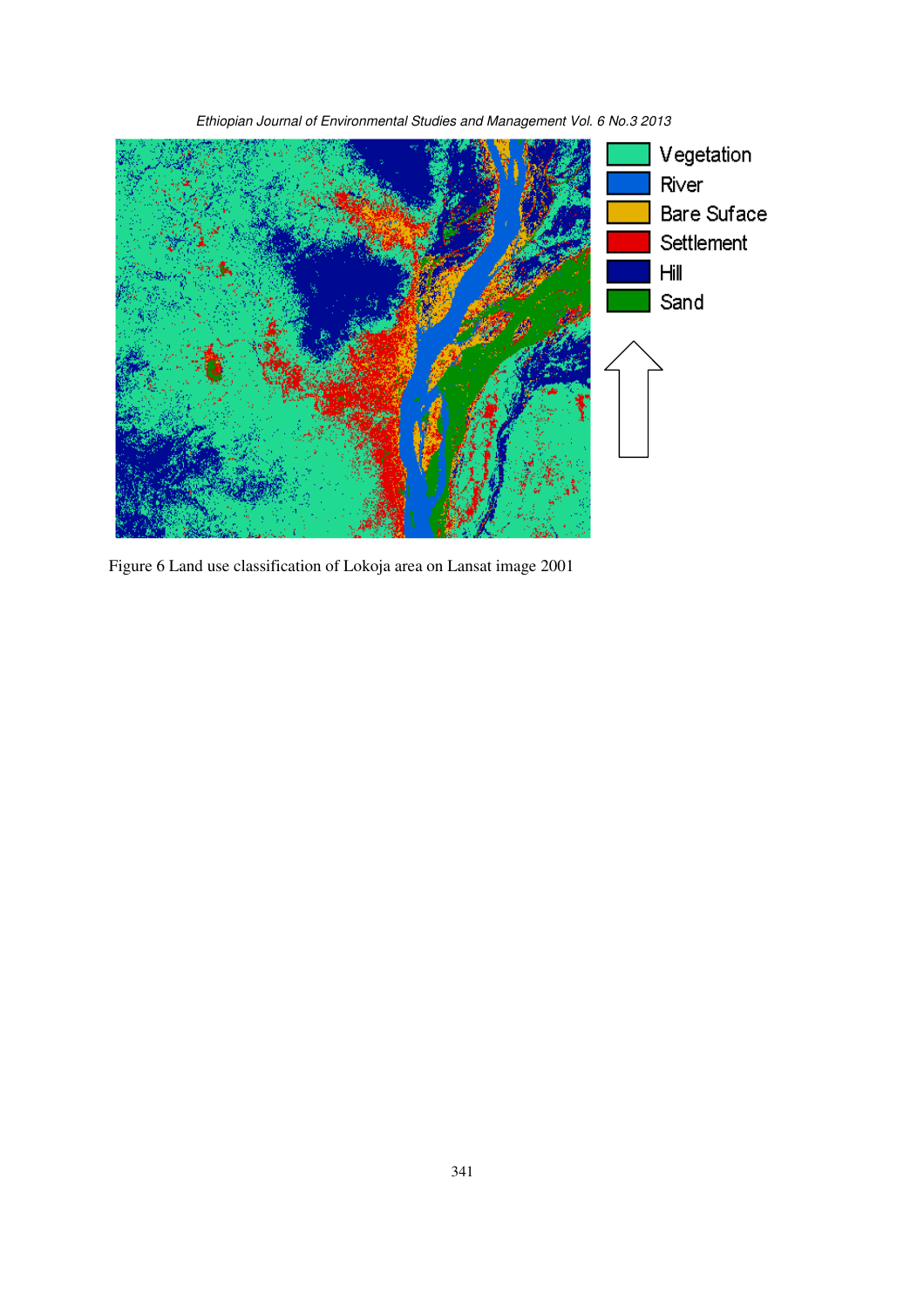Vegetation
River
Bare Suface
Settlement
Hill
Sand

Figure 6 Land use classification of Lokoja area on Lansat image 2001